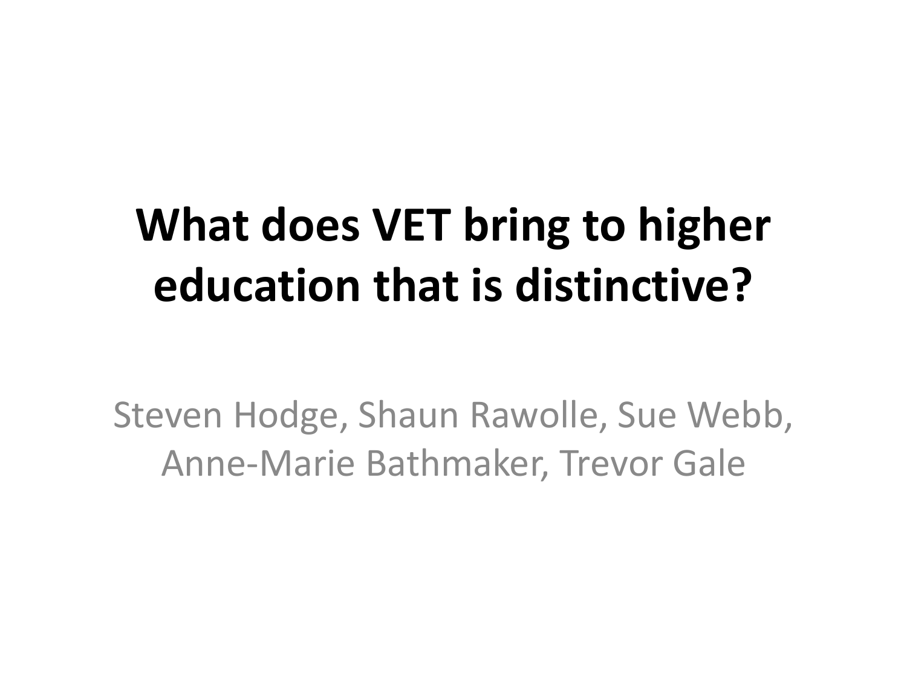# What does VET bring to higher education that is distinctive?

Steven Hodge, Shaun Rawolle, Sue Webb, Anne-Marie Bathmaker, Trevor Gale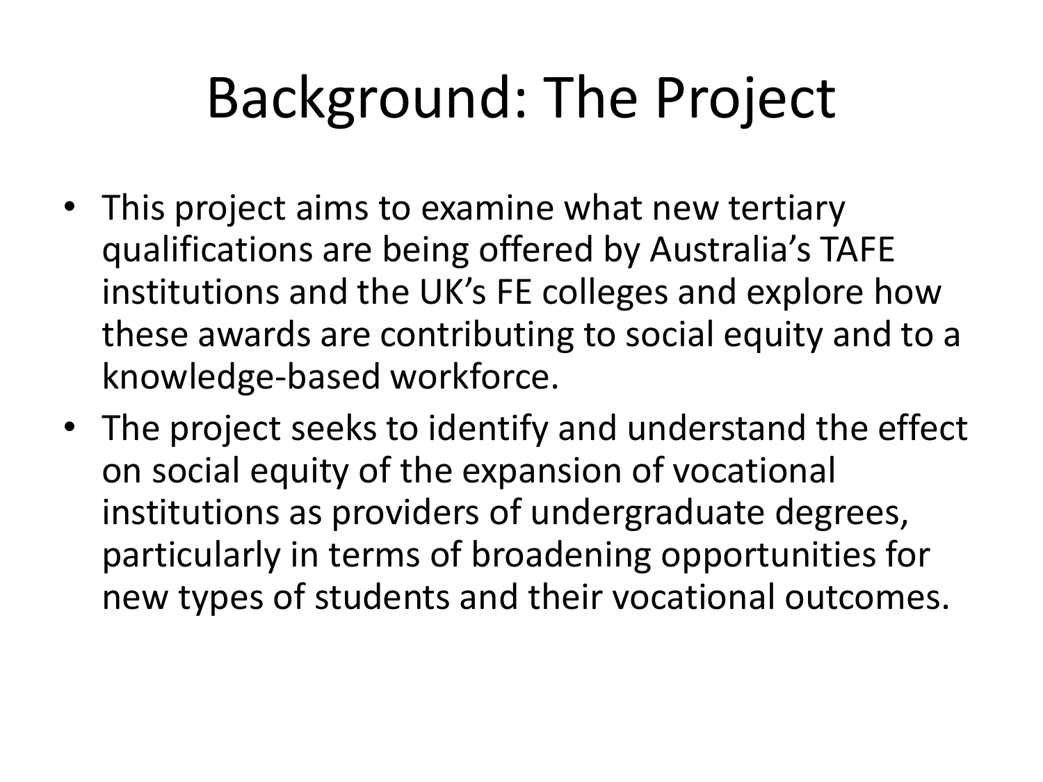# Background: The Project

- This project aims to examine what new tertiary qualifications are being offered by Australia’s TAFE institutions and the UK’s FE colleges and explore how these awards are contributing to social equity and to a knowledge-based workforce.
- The project seeks to identify and understand the effect on social equity of the expansion of vocational institutions as providers of undergraduate degrees, particularly in terms of broadening opportunities for new types of students and their vocational outcomes.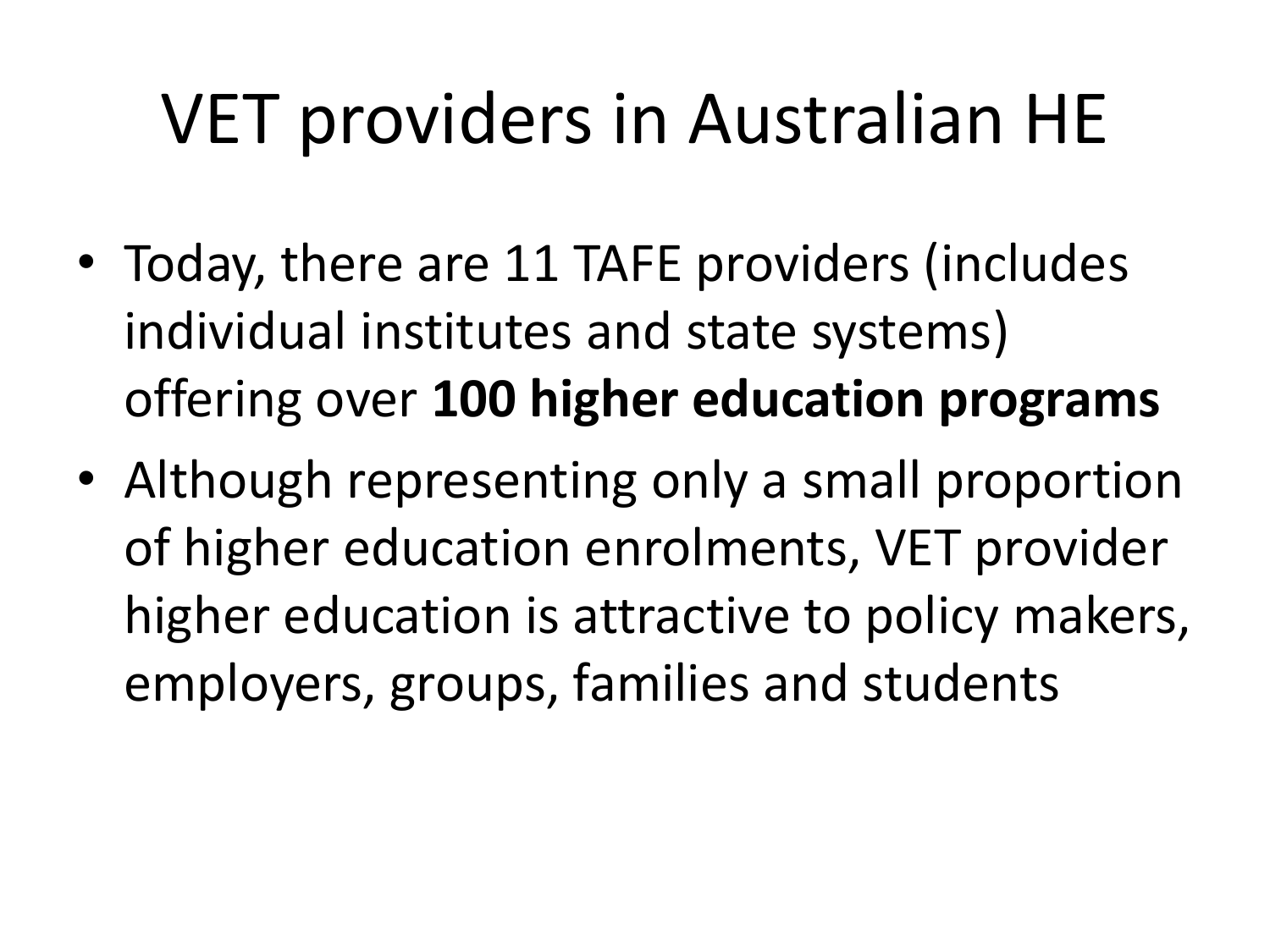# VET providers in Australian HE

- Today, there are 11 TAFE providers (includes individual institutes and state systems) offering over **100 higher education programs**
- Although representing only a small proportion of higher education enrolments, VET provider higher education is attractive to policy makers, employers, groups, families and students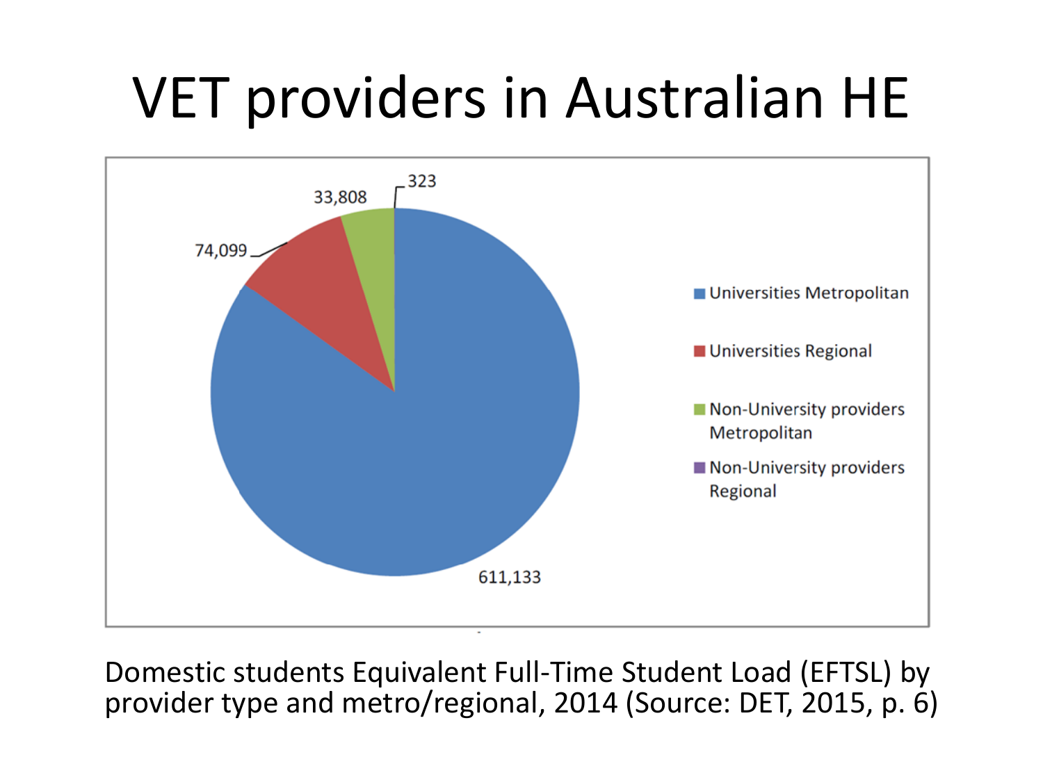# VET providers in Australian HE

| Provider type | EFTSL |
|---|---|
| Universities Metropolitan | 611,133 |
| Universities Regional | 74,099 |
| Non-University providers Metropolitan | 33,808 |
| Non-University providers Regional | 323 |

Domestic students Equivalent Full-Time Student Load (EFTSL) by provider type and metro/regional, 2014 (Source: DET, 2015, p. 6)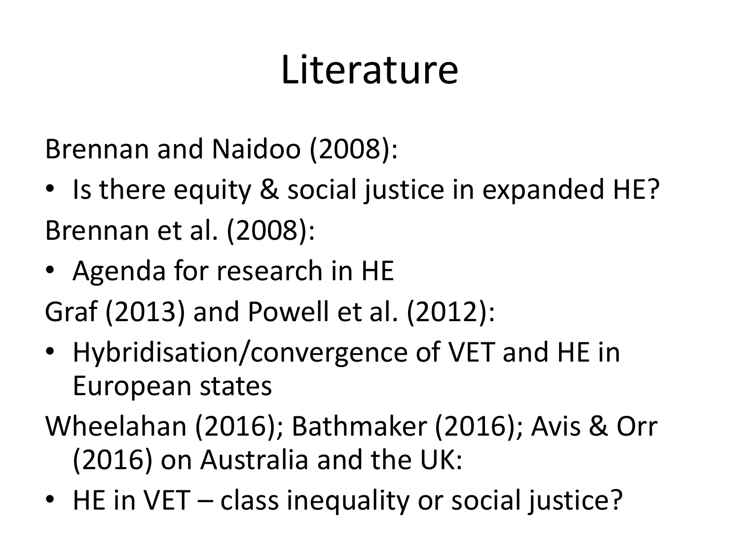# Literature

Brennan and Naidoo (2008):

- Is there equity & social justice in expanded HE?

Brennan et al. (2008):

- Agenda for research in HE

Graf (2013) and Powell et al. (2012):

- Hybridisation/convergence of VET and HE in European states

Wheelahan (2016); Bathmaker (2016); Avis & Orr (2016) on Australia and the UK:

- HE in VET – class inequality or social justice?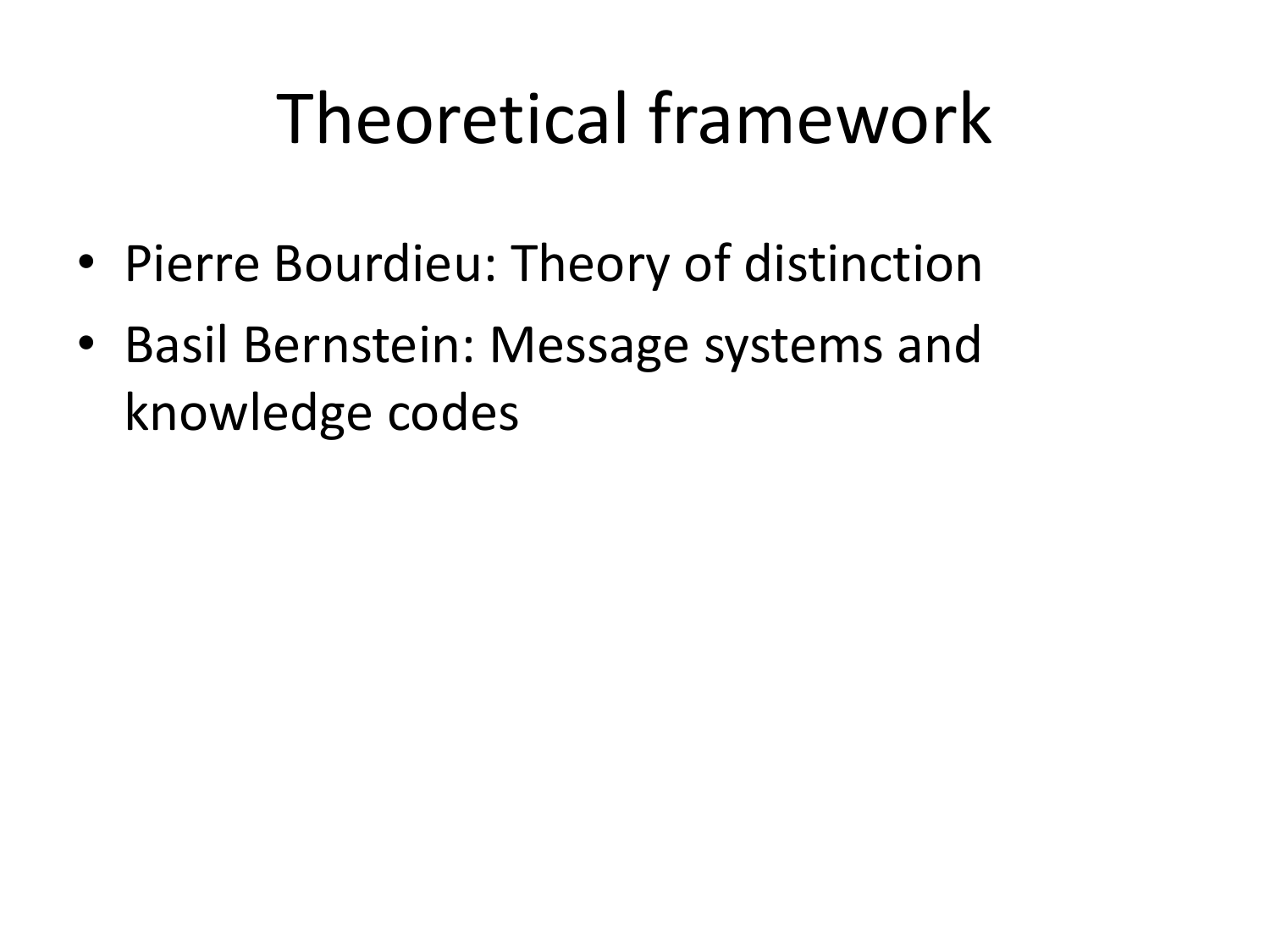# Theoretical framework

- Pierre Bourdieu: Theory of distinction
- Basil Bernstein: Message systems and knowledge codes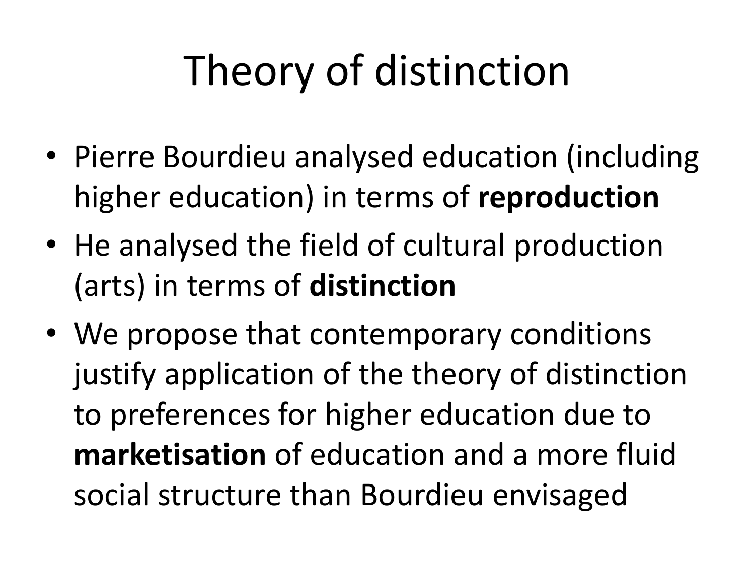# Theory of distinction

- Pierre Bourdieu analysed education (including higher education) in terms of **reproduction**
- He analysed the field of cultural production (arts) in terms of **distinction**
- We propose that contemporary conditions justify application of the theory of distinction to preferences for higher education due to **marketisation** of education and a more fluid social structure than Bourdieu envisaged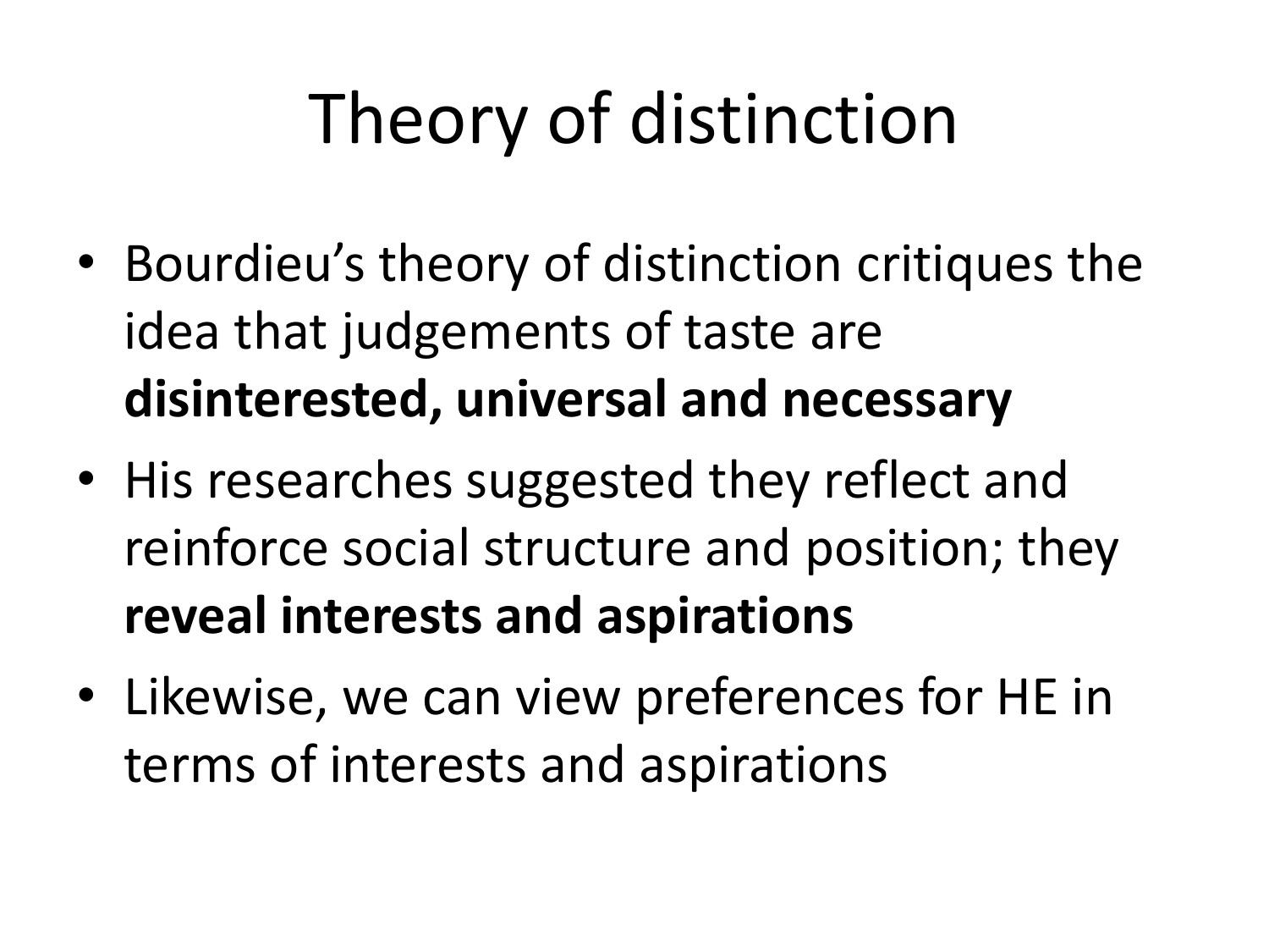# Theory of distinction

- Bourdieu’s theory of distinction critiques the idea that judgements of taste are **disinterested, universal and necessary**
- His researches suggested they reflect and reinforce social structure and position; they **reveal interests and aspirations**
- Likewise, we can view preferences for HE in terms of interests and aspirations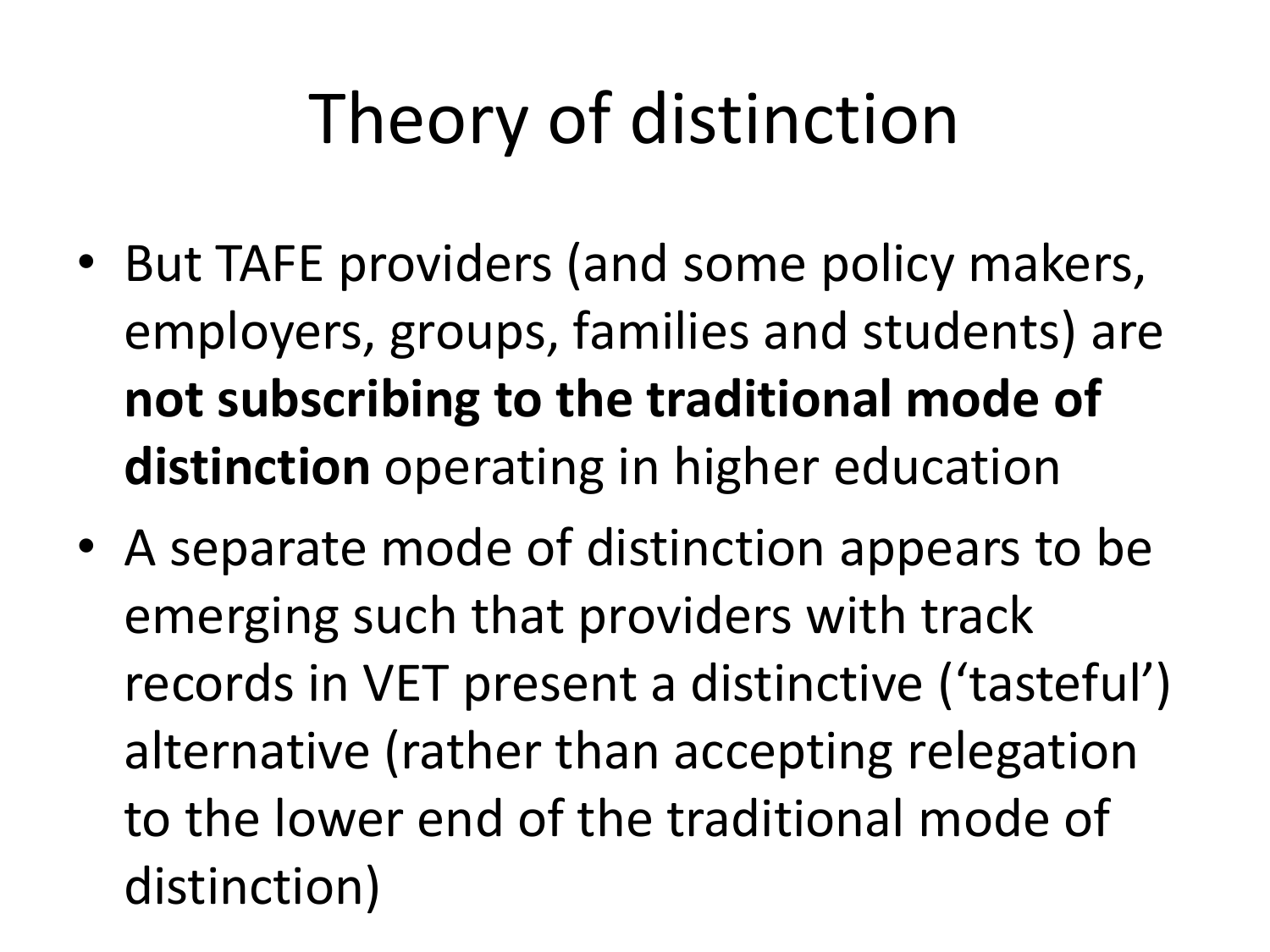# Theory of distinction

- But TAFE providers (and some policy makers, employers, groups, families and students) are **not subscribing to the traditional mode of distinction** operating in higher education
- A separate mode of distinction appears to be emerging such that providers with track records in VET present a distinctive ('tasteful') alternative (rather than accepting relegation to the lower end of the traditional mode of distinction)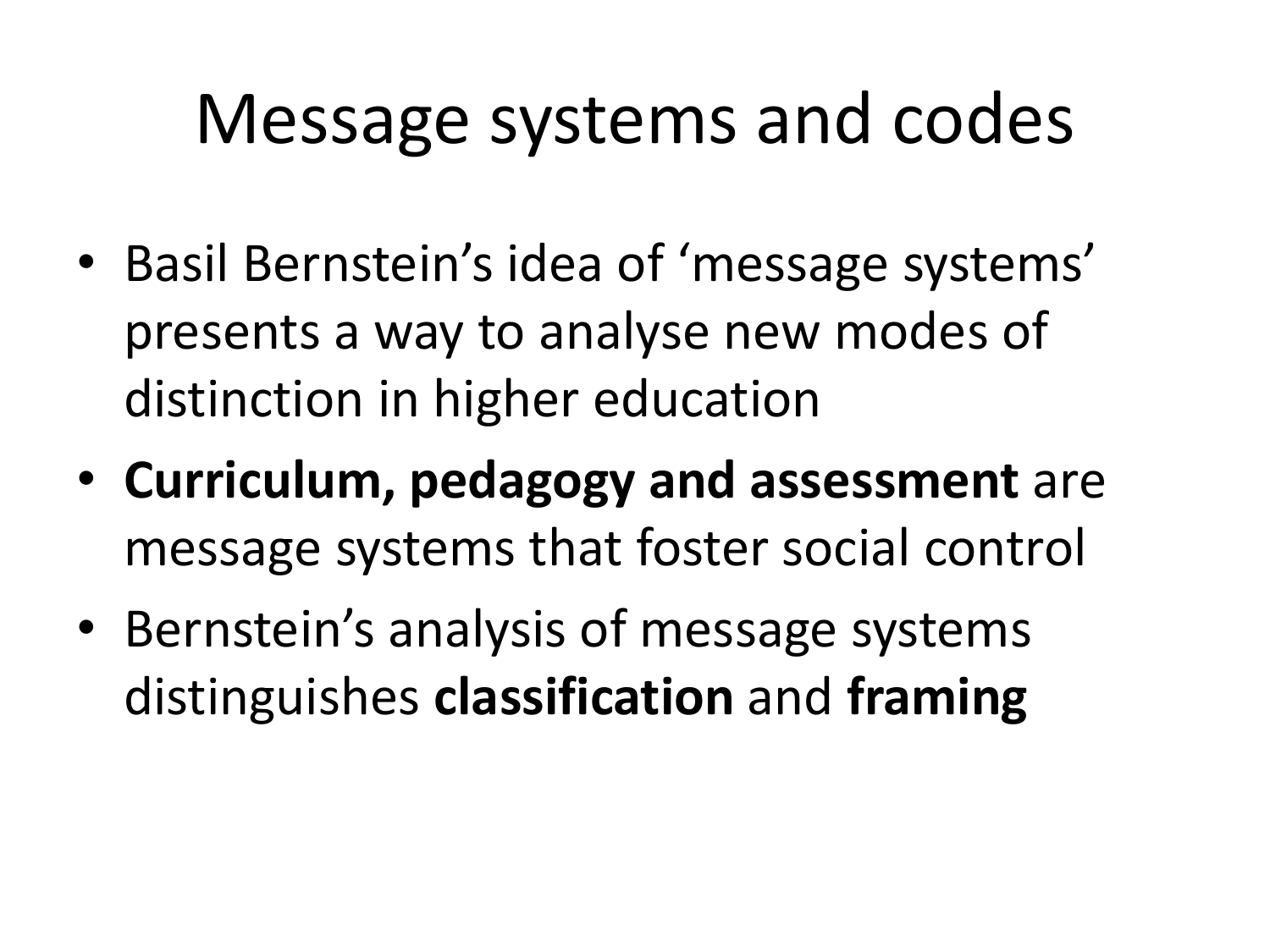# Message systems and codes

- Basil Bernstein's idea of 'message systems' presents a way to analyse new modes of distinction in higher education
- **Curriculum, pedagogy and assessment** are message systems that foster social control
- Bernstein's analysis of message systems distinguishes **classification** and **framing**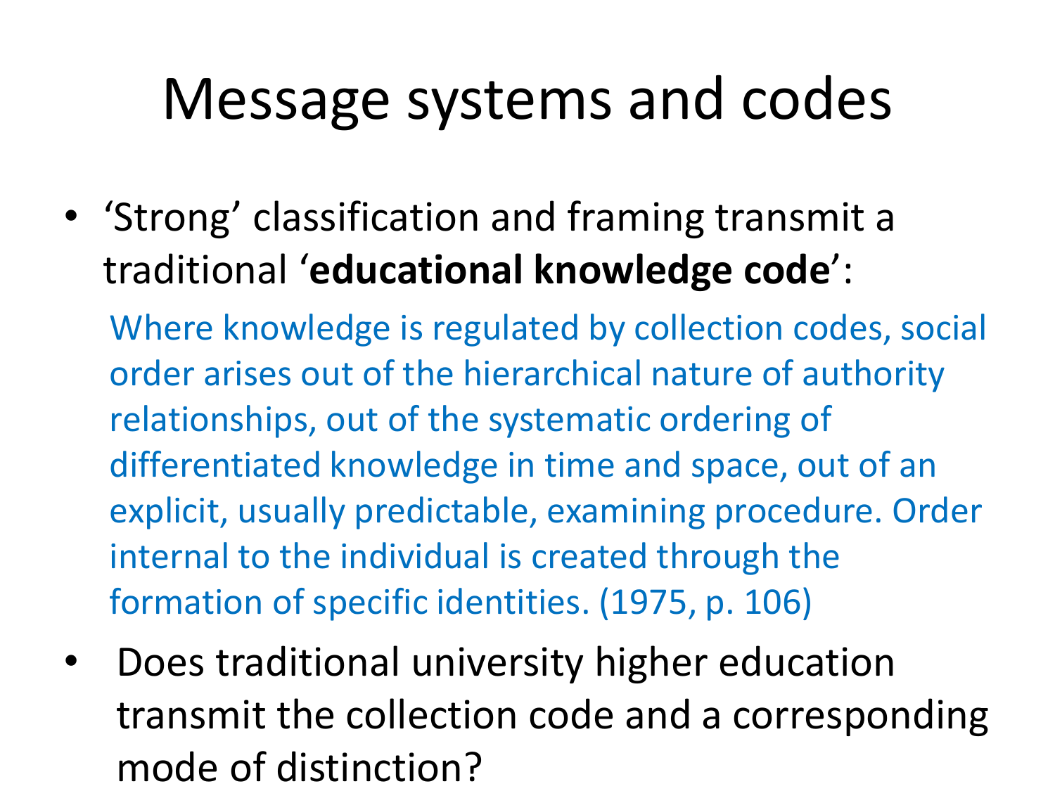# Message systems and codes

- ‘Strong’ classification and framing transmit a traditional ‘**educational knowledge code**’:

  Where knowledge is regulated by collection codes, social order arises out of the hierarchical nature of authority relationships, out of the systematic ordering of differentiated knowledge in time and space, out of an explicit, usually predictable, examining procedure. Order internal to the individual is created through the formation of specific identities. (1975, p. 106)

- Does traditional university higher education transmit the collection code and a corresponding mode of distinction?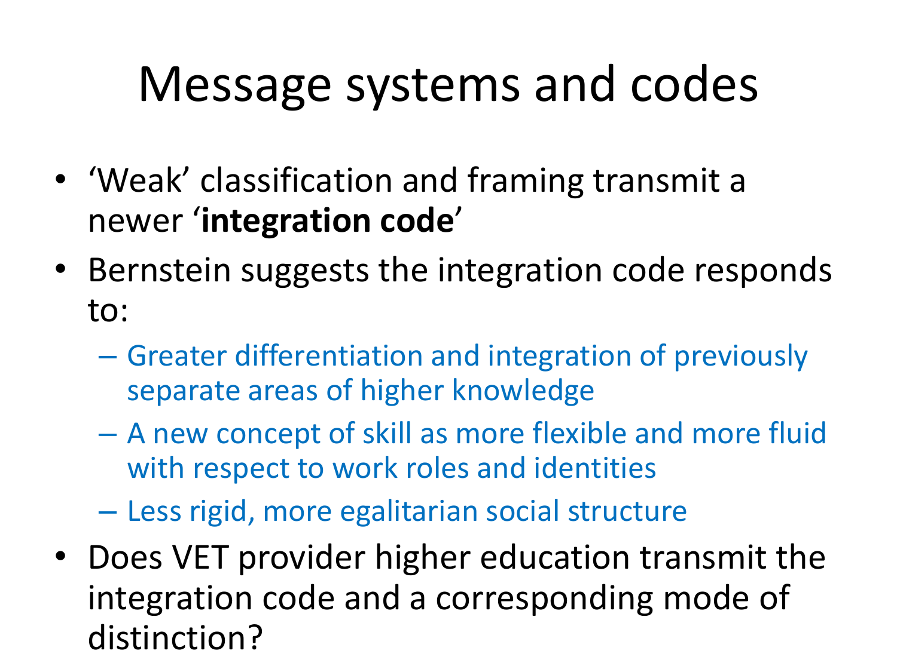# Message systems and codes

- 'Weak' classification and framing transmit a newer '**integration code**'
- Bernstein suggests the integration code responds to:
  - Greater differentiation and integration of previously separate areas of higher knowledge
  - A new concept of skill as more flexible and more fluid with respect to work roles and identities
  - Less rigid, more egalitarian social structure
- Does VET provider higher education transmit the integration code and a corresponding mode of distinction?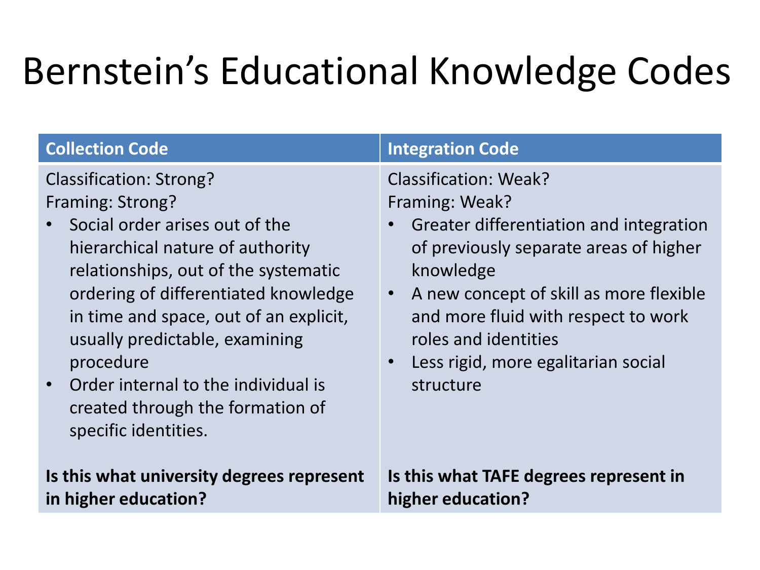# Bernstein's Educational Knowledge Codes

| Collection Code | Integration Code |
|---|---|
| Classification: Strong?<br>Framing: Strong?<br>• Social order arises out of the hierarchical nature of authority relationships, out of the systematic ordering of differentiated knowledge in time and space, out of an explicit, usually predictable, examining procedure<br>• Order internal to the individual is created through the formation of specific identities. | Classification: Weak?<br>Framing: Weak?<br>• Greater differentiation and integration of previously separate areas of higher knowledge<br>• A new concept of skill as more flexible and more fluid with respect to work roles and identities<br>• Less rigid, more egalitarian social structure |
| **Is this what university degrees represent in higher education?** | **Is this what TAFE degrees represent in higher education?** |